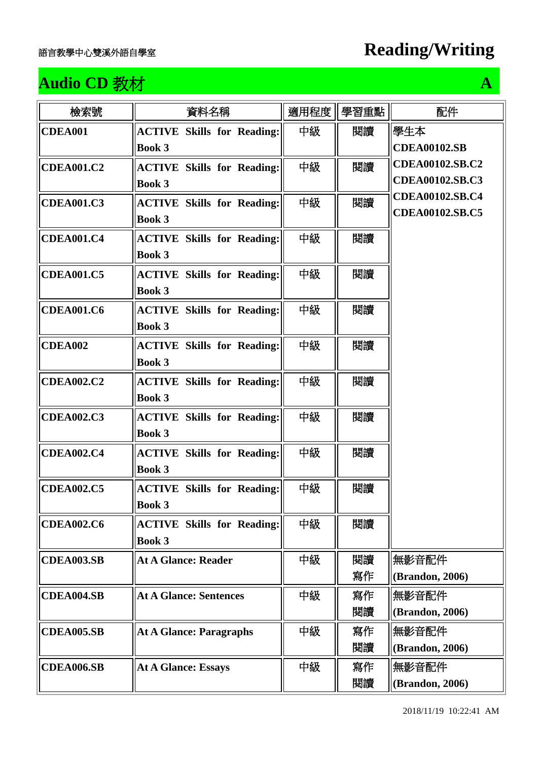語言教學中心雙溪外語自學室

# Reading/Writing

## Audio CD 教材 A

| 檢索號 | 資料名稱 | 適用程度 | 學習重點 | 配件 |
|---|---|---|---|---|
| **CDEA001** | **ACTIVE Skills for Reading: Book 3** | 中級 | 閱讀 | 學生本 **CDEA00102.SB** **CDEA00102.SB.C2** **CDEA00102.SB.C3** **CDEA00102.SB.C4** **CDEA00102.SB.C5** |
| **CDEA001.C2** | **ACTIVE Skills for Reading: Book 3** | 中級 | 閱讀 | |
| **CDEA001.C3** | **ACTIVE Skills for Reading: Book 3** | 中級 | 閱讀 | |
| **CDEA001.C4** | **ACTIVE Skills for Reading: Book 3** | 中級 | 閱讀 | |
| **CDEA001.C5** | **ACTIVE Skills for Reading: Book 3** | 中級 | 閱讀 | |
| **CDEA001.C6** | **ACTIVE Skills for Reading: Book 3** | 中級 | 閱讀 | |
| **CDEA002** | **ACTIVE Skills for Reading: Book 3** | 中級 | 閱讀 | |
| **CDEA002.C2** | **ACTIVE Skills for Reading: Book 3** | 中級 | 閱讀 | |
| **CDEA002.C3** | **ACTIVE Skills for Reading: Book 3** | 中級 | 閱讀 | |
| **CDEA002.C4** | **ACTIVE Skills for Reading: Book 3** | 中級 | 閱讀 | |
| **CDEA002.C5** | **ACTIVE Skills for Reading: Book 3** | 中級 | 閱讀 | |
| **CDEA002.C6** | **ACTIVE Skills for Reading: Book 3** | 中級 | 閱讀 | |
| **CDEA003.SB** | **At A Glance: Reader** | 中級 | 閱讀 寫作 | 無影音配件 **(Brandon, 2006)** |
| **CDEA004.SB** | **At A Glance: Sentences** | 中級 | 寫作 閱讀 | 無影音配件 **(Brandon, 2006)** |
| **CDEA005.SB** | **At A Glance: Paragraphs** | 中級 | 寫作 閱讀 | 無影音配件 **(Brandon, 2006)** |
| **CDEA006.SB** | **At A Glance: Essays** | 中級 | 寫作 閱讀 | 無影音配件 **(Brandon, 2006)** |

2018/11/19 10:22:41 AM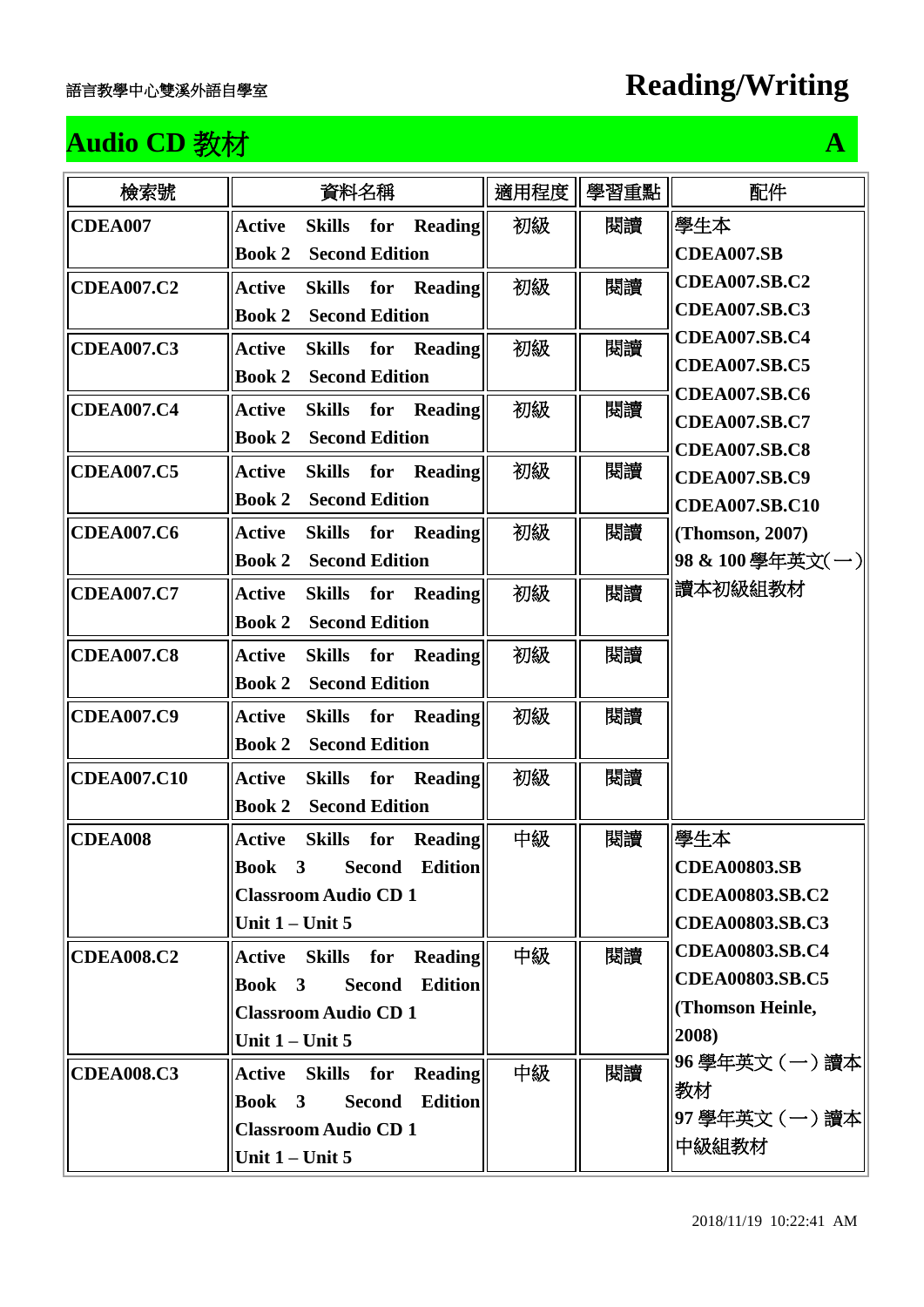## Audio CD 教材 A

| 檢索號 | 資料名稱 | 適用程度 | 學習重點 | 配件 |
|---|---|---|---|---|
| **CDEA007** | **Active Skills for Reading Book 2 Second Edition** | 初級 | 閱讀 | 學生本 **CDEA007.SB CDEA007.SB.C2 CDEA007.SB.C3 CDEA007.SB.C4 CDEA007.SB.C5 CDEA007.SB.C6 CDEA007.SB.C7 CDEA007.SB.C8 CDEA007.SB.C9 CDEA007.SB.C10 (Thomson, 2007)** **98 & 100** 學年英文(一)讀本初級組教材 |
| **CDEA007.C2** | **Active Skills for Reading Book 2 Second Edition** | 初級 | 閱讀 | |
| **CDEA007.C3** | **Active Skills for Reading Book 2 Second Edition** | 初級 | 閱讀 | |
| **CDEA007.C4** | **Active Skills for Reading Book 2 Second Edition** | 初級 | 閱讀 | |
| **CDEA007.C5** | **Active Skills for Reading Book 2 Second Edition** | 初級 | 閱讀 | |
| **CDEA007.C6** | **Active Skills for Reading Book 2 Second Edition** | 初級 | 閱讀 | |
| **CDEA007.C7** | **Active Skills for Reading Book 2 Second Edition** | 初級 | 閱讀 | |
| **CDEA007.C8** | **Active Skills for Reading Book 2 Second Edition** | 初級 | 閱讀 | |
| **CDEA007.C9** | **Active Skills for Reading Book 2 Second Edition** | 初級 | 閱讀 | |
| **CDEA007.C10** | **Active Skills for Reading Book 2 Second Edition** | 初級 | 閱讀 | |
| **CDEA008** | **Active Skills for Reading Book 3 Second Edition Classroom Audio CD 1 Unit 1 – Unit 5** | 中級 | 閱讀 | 學生本 **CDEA00803.SB CDEA00803.SB.C2 CDEA00803.SB.C3 CDEA00803.SB.C4 CDEA00803.SB.C5 (Thomson Heinle, 2008)** **96** 學年英文（一）讀本教材 **97** 學年英文（一）讀本中級組教材 |
| **CDEA008.C2** | **Active Skills for Reading Book 3 Second Edition Classroom Audio CD 1 Unit 1 – Unit 5** | 中級 | 閱讀 | |
| **CDEA008.C3** | **Active Skills for Reading Book 3 Second Edition Classroom Audio CD 1 Unit 1 – Unit 5** | 中級 | 閱讀 | |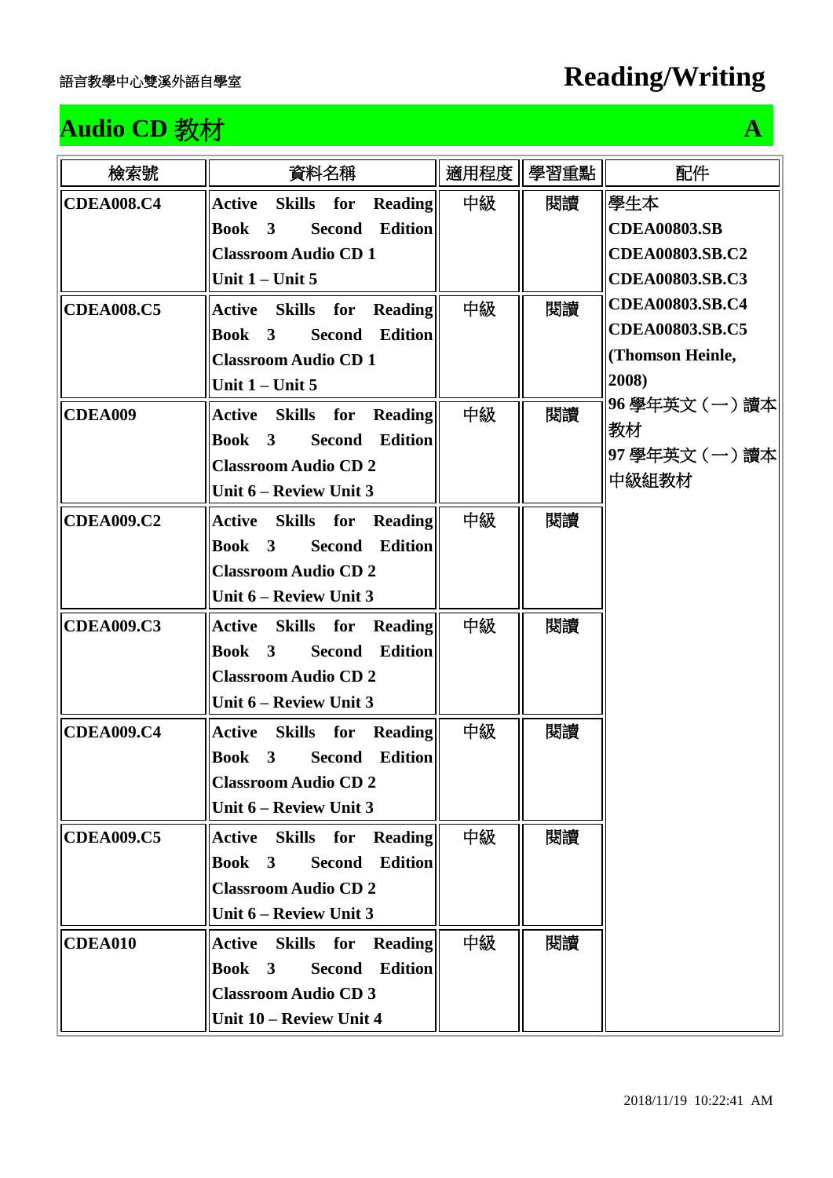## Audio CD 教材 A

| 檢索號 | 資料名稱 | 適用程度 | 學習重點 | 配件 |
|---|---|---|---|---|
| **CDEA008.C4** | **Active Skills for Reading Book 3 Second Edition Classroom Audio CD 1 Unit 1 – Unit 5** | 中級 | 閱讀 | 學生本 **CDEA00803.SB CDEA00803.SB.C2 CDEA00803.SB.C3 CDEA00803.SB.C4 CDEA00803.SB.C5 (Thomson Heinle, 2008)** **96** 學年英文（一）讀本教材 **97** 學年英文（一）讀本中級組教材 |
| **CDEA008.C5** | **Active Skills for Reading Book 3 Second Edition Classroom Audio CD 1 Unit 1 – Unit 5** | 中級 | 閱讀 | |
| **CDEA009** | **Active Skills for Reading Book 3 Second Edition Classroom Audio CD 2 Unit 6 – Review Unit 3** | 中級 | 閱讀 | |
| **CDEA009.C2** | **Active Skills for Reading Book 3 Second Edition Classroom Audio CD 2 Unit 6 – Review Unit 3** | 中級 | 閱讀 | |
| **CDEA009.C3** | **Active Skills for Reading Book 3 Second Edition Classroom Audio CD 2 Unit 6 – Review Unit 3** | 中級 | 閱讀 | |
| **CDEA009.C4** | **Active Skills for Reading Book 3 Second Edition Classroom Audio CD 2 Unit 6 – Review Unit 3** | 中級 | 閱讀 | |
| **CDEA009.C5** | **Active Skills for Reading Book 3 Second Edition Classroom Audio CD 2 Unit 6 – Review Unit 3** | 中級 | 閱讀 | |
| **CDEA010** | **Active Skills for Reading Book 3 Second Edition Classroom Audio CD 3 Unit 10 – Review Unit 4** | 中級 | 閱讀 | |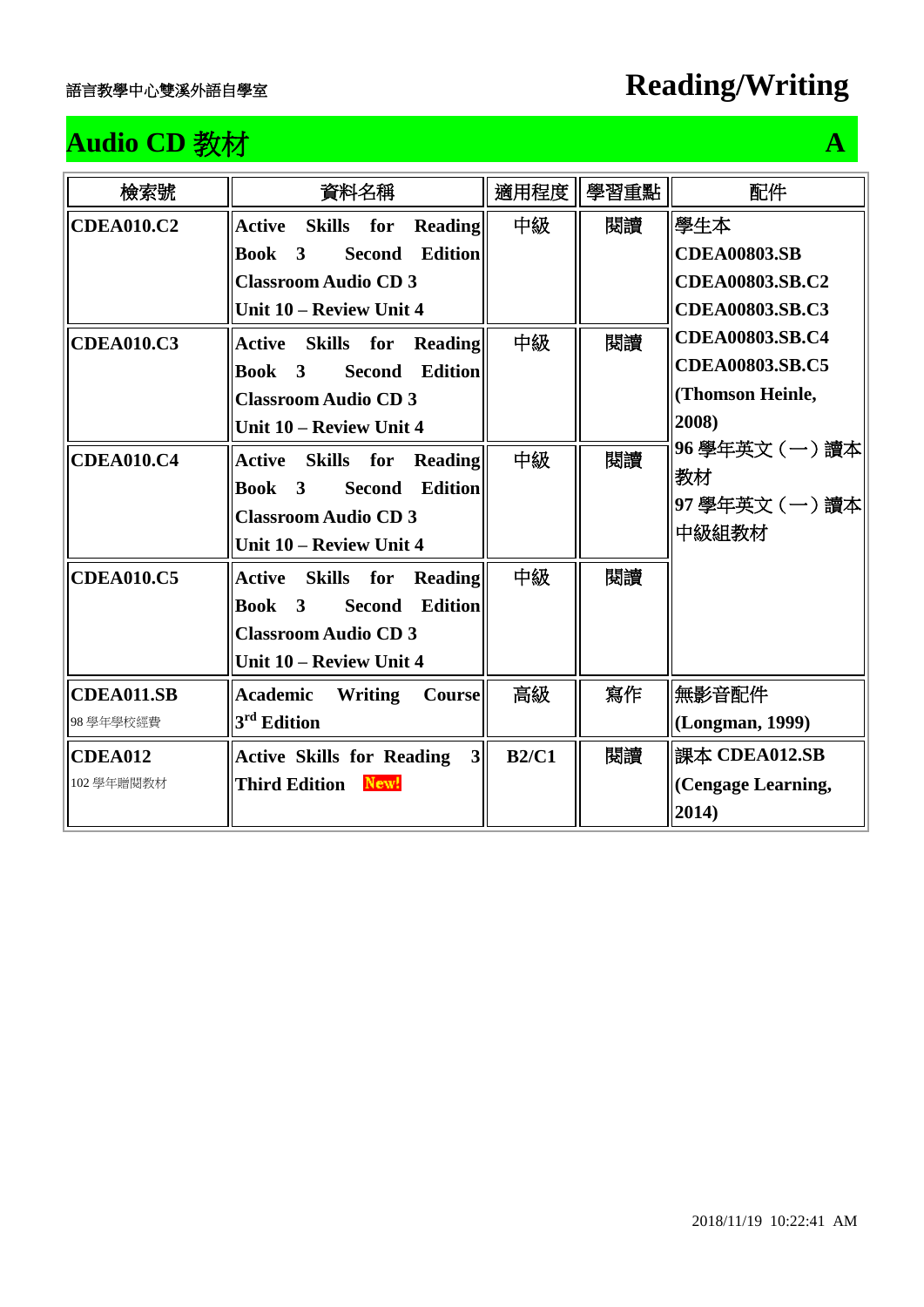語言教學中心雙溪外語自學室

# Reading/Writing

## Audio CD 教材 A

| 檢索號 | 資料名稱 | 適用程度 | 學習重點 | 配件 |
|---|---|---|---|---|
| **CDEA010.C2** | **Active Skills for Reading Book 3 Second Edition Classroom Audio CD 3 Unit 10 – Review Unit 4** | 中級 | 閱讀 | 學生本 **CDEA00803.SB CDEA00803.SB.C2 CDEA00803.SB.C3 CDEA00803.SB.C4 CDEA00803.SB.C5 (Thomson Heinle, 2008)** **96** 學年英文（一）讀本教材 **97** 學年英文（一）讀本中級組教材 |
| **CDEA010.C3** | **Active Skills for Reading Book 3 Second Edition Classroom Audio CD 3 Unit 10 – Review Unit 4** | 中級 | 閱讀 | |
| **CDEA010.C4** | **Active Skills for Reading Book 3 Second Edition Classroom Audio CD 3 Unit 10 – Review Unit 4** | 中級 | 閱讀 | |
| **CDEA010.C5** | **Active Skills for Reading Book 3 Second Edition Classroom Audio CD 3 Unit 10 – Review Unit 4** | 中級 | 閱讀 | |
| **CDEA011.SB** 98 學年學校經費 | **Academic Writing Course 3rd Edition** | 高級 | 寫作 | 無影音配件 **(Longman, 1999)** |
| **CDEA012** 102 學年贈閱教材 | **Active Skills for Reading 3 Third Edition** New! | **B2/C1** | 閱讀 | 課本 **CDEA012.SB (Cengage Learning, 2014)** |

2018/11/19 10:22:41 AM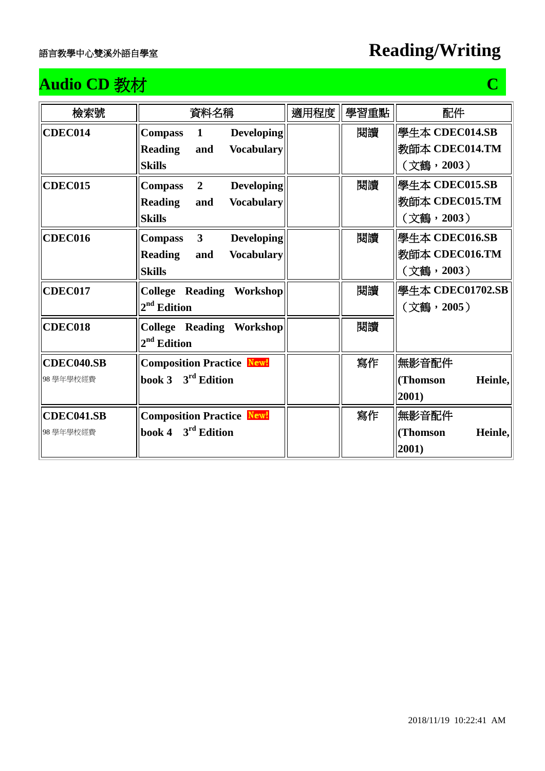語言教學中心雙溪外語自學室

# Reading/Writing

## Audio CD 教材 C

| 檢索號 | 資料名稱 | 適用程度 | 學習重點 | 配件 |
|---|---|---|---|---|
| **CDEC014** | **Compass 1 Developing Reading and Vocabulary Skills** | | 閱讀 | 學生本 **CDEC014.SB**<br>教師本 **CDEC014.TM**<br>（文鶴，**2003**） |
| **CDEC015** | **Compass 2 Developing Reading and Vocabulary Skills** | | 閱讀 | 學生本 **CDEC015.SB**<br>教師本 **CDEC015.TM**<br>（文鶴，**2003**） |
| **CDEC016** | **Compass 3 Developing Reading and Vocabulary Skills** | | 閱讀 | 學生本 **CDEC016.SB**<br>教師本 **CDEC016.TM**<br>（文鶴，**2003**） |
| **CDEC017** | **College Reading Workshop 2nd Edition** | | 閱讀 | 學生本 **CDEC01702.SB**<br>（文鶴，**2005**） |
| **CDEC018** | **College Reading Workshop 2nd Edition** | | 閱讀 | |
| **CDEC040.SB**<br>98 學年學校經費 | **Composition Practice** New!<br>**book 3 3rd Edition** | | 寫作 | 無影音配件<br>**(Thomson Heinle, 2001)** |
| **CDEC041.SB**<br>98 學年學校經費 | **Composition Practice** New!<br>**book 4 3rd Edition** | | 寫作 | 無影音配件<br>**(Thomson Heinle, 2001)** |

2018/11/19 10:22:41 AM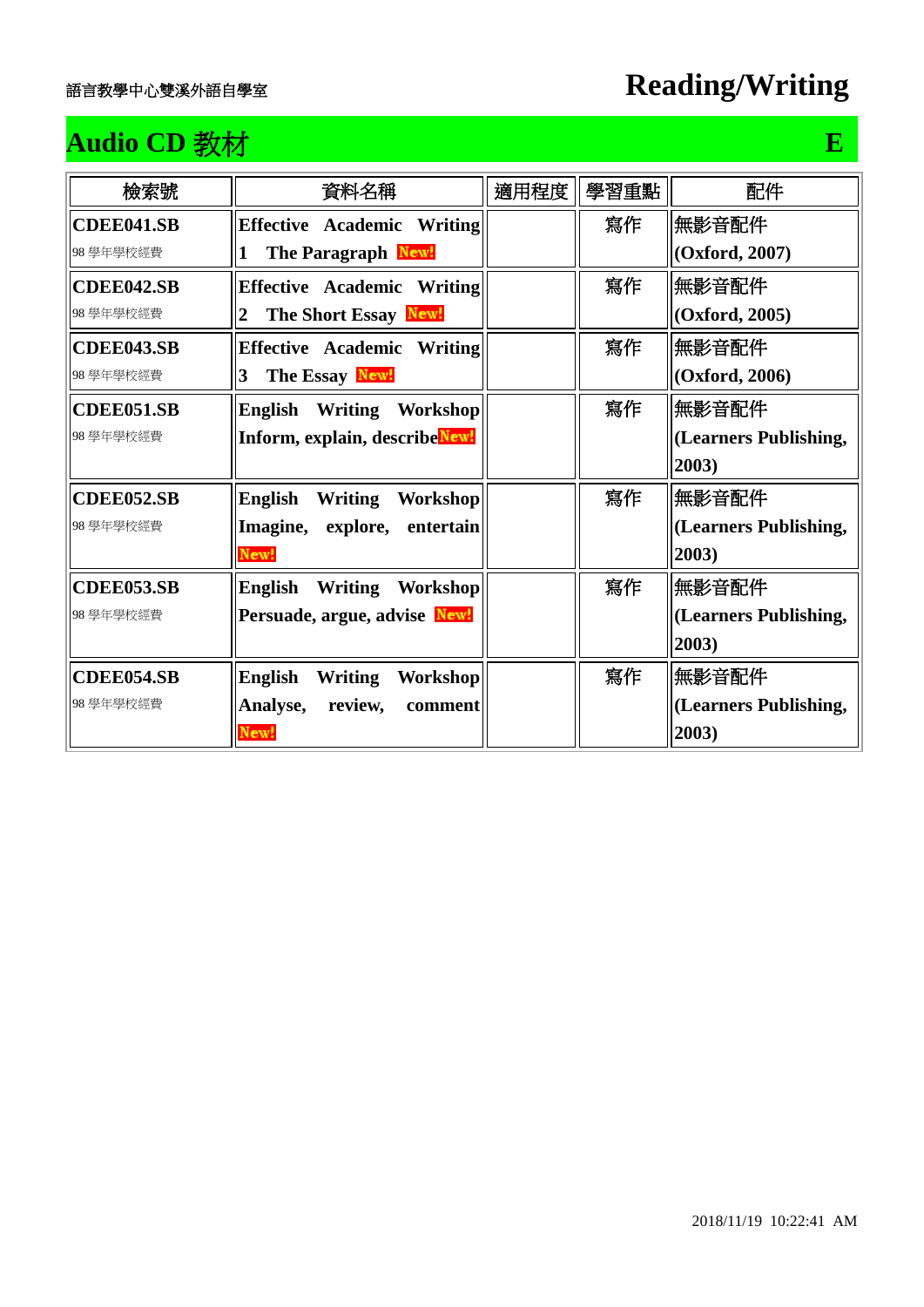語言教學中心雙溪外語自學室

# Reading/Writing

## Audio CD 教材 E

| 檢索號 | 資料名稱 | 適用程度 | 學習重點 | 配件 |
|---|---|---|---|---|
| **CDEE041.SB** 98 學年學校經費 | **Effective Academic Writing 1 The Paragraph** New! | | 寫作 | 無影音配件 **(Oxford, 2007)** |
| **CDEE042.SB** 98 學年學校經費 | **Effective Academic Writing 2 The Short Essay** New! | | 寫作 | 無影音配件 **(Oxford, 2005)** |
| **CDEE043.SB** 98 學年學校經費 | **Effective Academic Writing 3 The Essay** New! | | 寫作 | 無影音配件 **(Oxford, 2006)** |
| **CDEE051.SB** 98 學年學校經費 | **English Writing Workshop Inform, explain, describe** New! | | 寫作 | 無影音配件 **(Learners Publishing, 2003)** |
| **CDEE052.SB** 98 學年學校經費 | **English Writing Workshop Imagine, explore, entertain** New! | | 寫作 | 無影音配件 **(Learners Publishing, 2003)** |
| **CDEE053.SB** 98 學年學校經費 | **English Writing Workshop Persuade, argue, advise** New! | | 寫作 | 無影音配件 **(Learners Publishing, 2003)** |
| **CDEE054.SB** 98 學年學校經費 | **English Writing Workshop Analyse, review, comment** New! | | 寫作 | 無影音配件 **(Learners Publishing, 2003)** |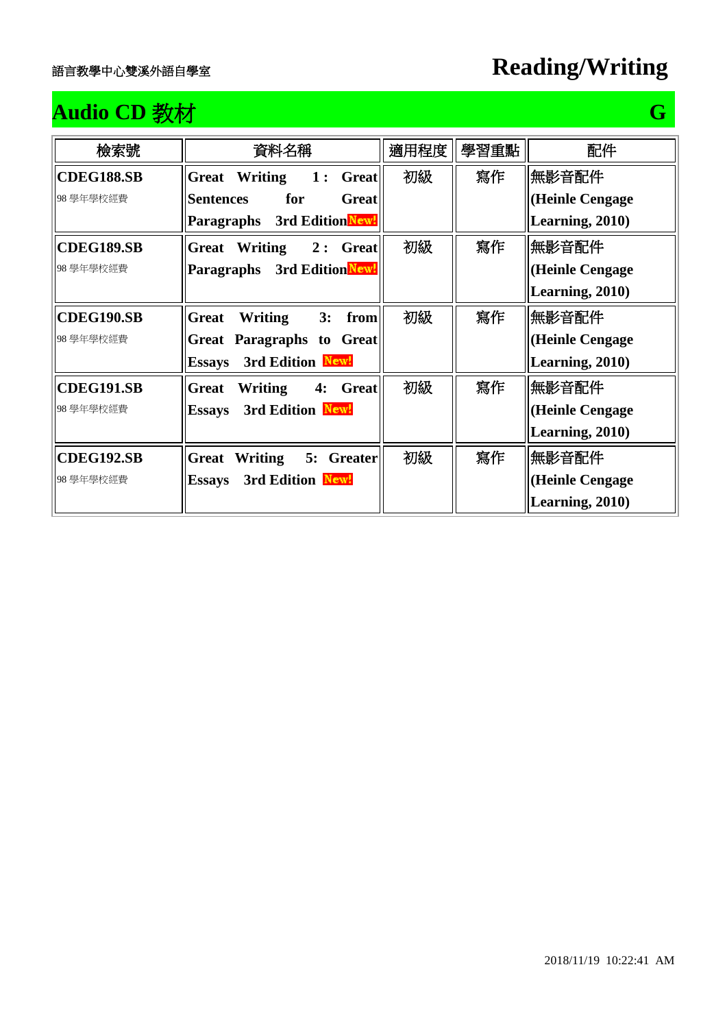語言教學中心雙溪外語自學室

# Reading/Writing

## Audio CD 教材 G

| 檢索號 | 資料名稱 | 適用程度 | 學習重點 | 配件 |
|---|---|---|---|---|
| **CDEG188.SB** 98 學年學校經費 | **Great Writing 1: Great Sentences for Great Paragraphs 3rd Edition** New! | 初級 | 寫作 | 無影音配件 **(Heinle Cengage Learning, 2010)** |
| **CDEG189.SB** 98 學年學校經費 | **Great Writing 2: Great Paragraphs 3rd Edition** New! | 初級 | 寫作 | 無影音配件 **(Heinle Cengage Learning, 2010)** |
| **CDEG190.SB** 98 學年學校經費 | **Great Writing 3: from Great Paragraphs to Great Essays 3rd Edition** New! | 初級 | 寫作 | 無影音配件 **(Heinle Cengage Learning, 2010)** |
| **CDEG191.SB** 98 學年學校經費 | **Great Writing 4: Great Essays 3rd Edition** New! | 初級 | 寫作 | 無影音配件 **(Heinle Cengage Learning, 2010)** |
| **CDEG192.SB** 98 學年學校經費 | **Great Writing 5: Greater Essays 3rd Edition** New! | 初級 | 寫作 | 無影音配件 **(Heinle Cengage Learning, 2010)** |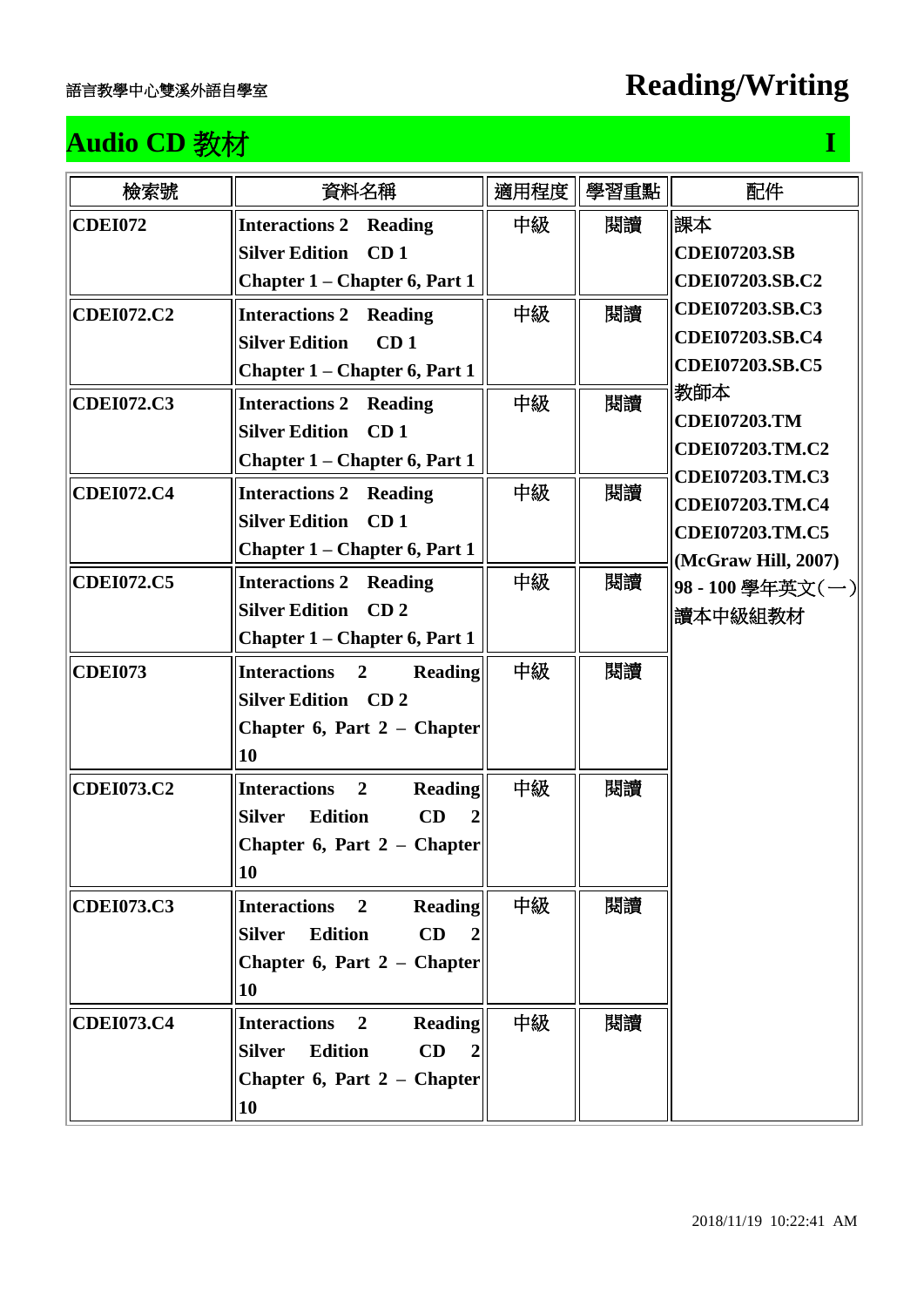語言教學中心雙溪外語自學室

# Reading/Writing

## Audio CD 教材 I

| 檢索號 | 資料名稱 | 適用程度 | 學習重點 | 配件 |
|---|---|---|---|---|
| **CDEI072** | **Interactions 2 Reading Silver Edition CD 1 Chapter 1 – Chapter 6, Part 1** | 中級 | 閱讀 | 課本 **CDEI07203.SB** **CDEI07203.SB.C2** **CDEI07203.SB.C3** **CDEI07203.SB.C4** **CDEI07203.SB.C5** 教師本 **CDEI07203.TM** **CDEI07203.TM.C2** **CDEI07203.TM.C3** **CDEI07203.TM.C4** **CDEI07203.TM.C5** **(McGraw Hill, 2007)** **98 - 100** 學年英文(一)讀本中級組教材 |
| **CDEI072.C2** | **Interactions 2 Reading Silver Edition CD 1 Chapter 1 – Chapter 6, Part 1** | 中級 | 閱讀 | |
| **CDEI072.C3** | **Interactions 2 Reading Silver Edition CD 1 Chapter 1 – Chapter 6, Part 1** | 中級 | 閱讀 | |
| **CDEI072.C4** | **Interactions 2 Reading Silver Edition CD 1 Chapter 1 – Chapter 6, Part 1** | 中級 | 閱讀 | |
| **CDEI072.C5** | **Interactions 2 Reading Silver Edition CD 2 Chapter 1 – Chapter 6, Part 1** | 中級 | 閱讀 | |
| **CDEI073** | **Interactions 2 Reading Silver Edition CD 2 Chapter 6, Part 2 – Chapter 10** | 中級 | 閱讀 | |
| **CDEI073.C2** | **Interactions 2 Reading Silver Edition CD 2 Chapter 6, Part 2 – Chapter 10** | 中級 | 閱讀 | |
| **CDEI073.C3** | **Interactions 2 Reading Silver Edition CD 2 Chapter 6, Part 2 – Chapter 10** | 中級 | 閱讀 | |
| **CDEI073.C4** | **Interactions 2 Reading Silver Edition CD 2 Chapter 6, Part 2 – Chapter 10** | 中級 | 閱讀 | |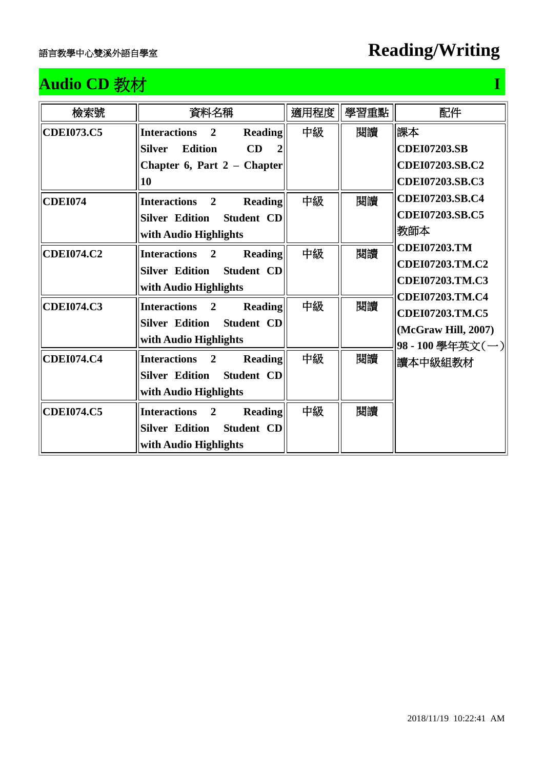語言教學中心雙溪外語自學室

# Reading/Writing

## Audio CD 教材 I

| 檢索號 | 資料名稱 | 適用程度 | 學習重點 | 配件 |
|---|---|---|---|---|
| **CDEI073.C5** | **Interactions 2 Reading Silver Edition CD 2 Chapter 6, Part 2 – Chapter 10** | 中級 | 閱讀 | 課本 **CDEI07203.SB** **CDEI07203.SB.C2** **CDEI07203.SB.C3** **CDEI07203.SB.C4** **CDEI07203.SB.C5** 教師本 **CDEI07203.TM** **CDEI07203.TM.C2** **CDEI07203.TM.C3** **CDEI07203.TM.C4** **CDEI07203.TM.C5** **(McGraw Hill, 2007)** **98 - 100** 學年英文(一)讀本中級組教材 |
| **CDEI074** | **Interactions 2 Reading Silver Edition Student CD with Audio Highlights** | 中級 | 閱讀 | |
| **CDEI074.C2** | **Interactions 2 Reading Silver Edition Student CD with Audio Highlights** | 中級 | 閱讀 | |
| **CDEI074.C3** | **Interactions 2 Reading Silver Edition Student CD with Audio Highlights** | 中級 | 閱讀 | |
| **CDEI074.C4** | **Interactions 2 Reading Silver Edition Student CD with Audio Highlights** | 中級 | 閱讀 | |
| **CDEI074.C5** | **Interactions 2 Reading Silver Edition Student CD with Audio Highlights** | 中級 | 閱讀 | |

2018/11/19 10:22:41 AM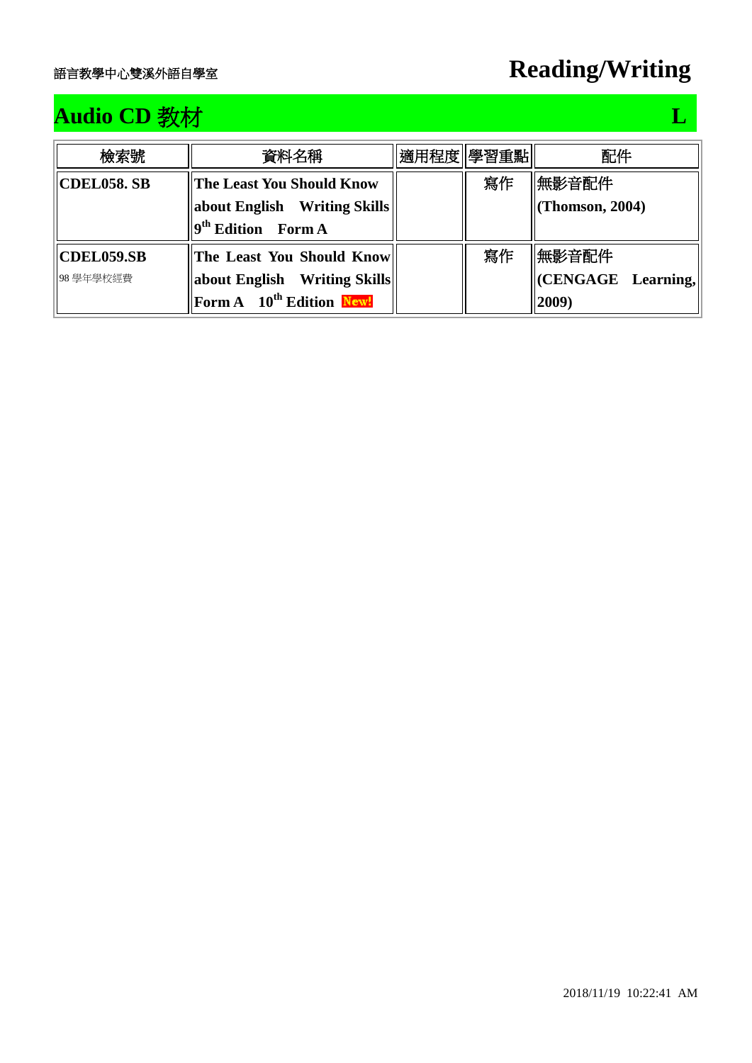語言教學中心雙溪外語自學室

# Reading/Writing

## Audio CD 教材 L

| 檢索號 | 資料名稱 | 適用程度 | 學習重點 | 配件 |
| --- | --- | --- | --- | --- |
| **CDEL058. SB** | **The Least You Should Know about English Writing Skills 9th Edition Form A** | | 寫作 | 無影音配件 **(Thomson, 2004)** |
| **CDEL059.SB** 98 學年學校經費 | **The Least You Should Know about English Writing Skills Form A 10th Edition** New! | | 寫作 | 無影音配件 **(CENGAGE Learning, 2009)** |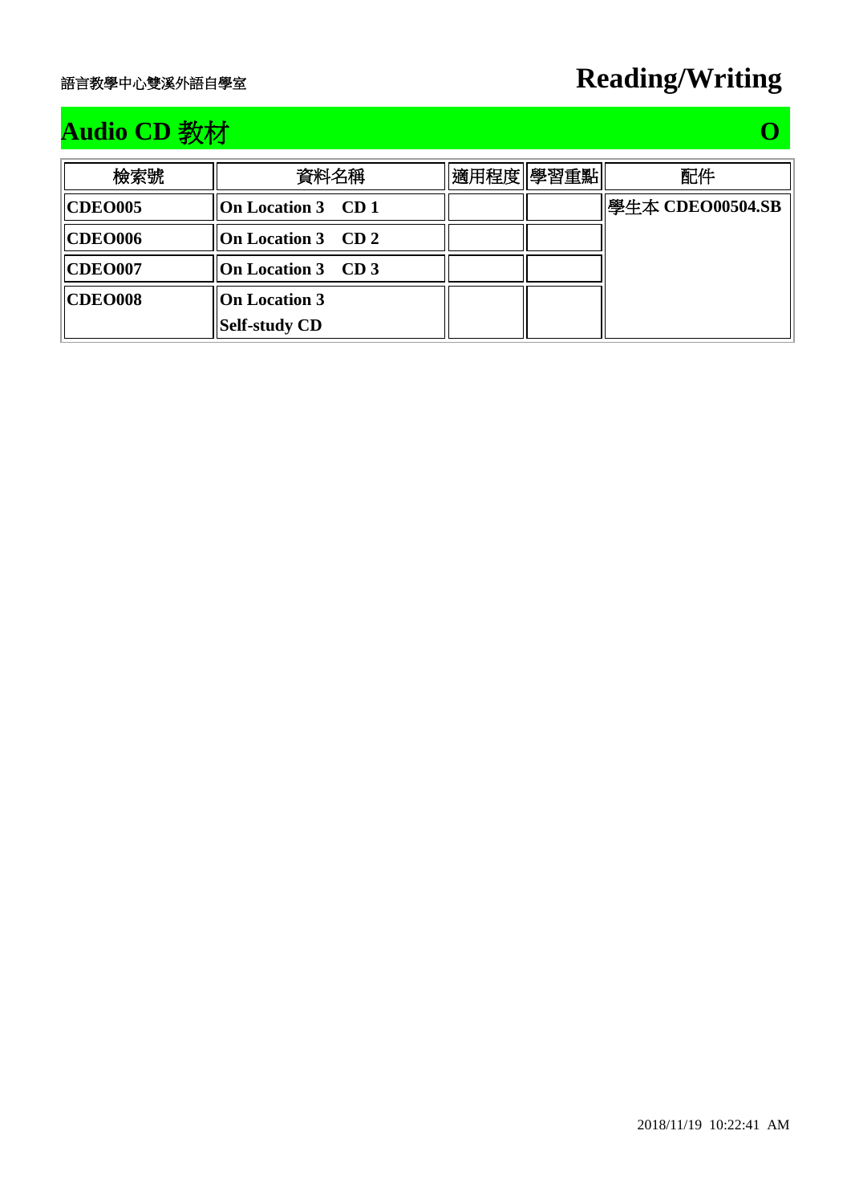語言教學中心雙溪外語自學室

# Reading/Writing

## Audio CD 教材 O

| 檢索號 | 資料名稱 | 適用程度 | 學習重點 | 配件 |
|---|---|---|---|---|
| **CDEO005** | **On Location 3　CD 1** | | | 學生本 **CDEO00504.SB** |
| **CDEO006** | **On Location 3　CD 2** | | | |
| **CDEO007** | **On Location 3　CD 3** | | | |
| **CDEO008** | **On Location 3 Self-study CD** | | | |

2018/11/19 10:22:41 AM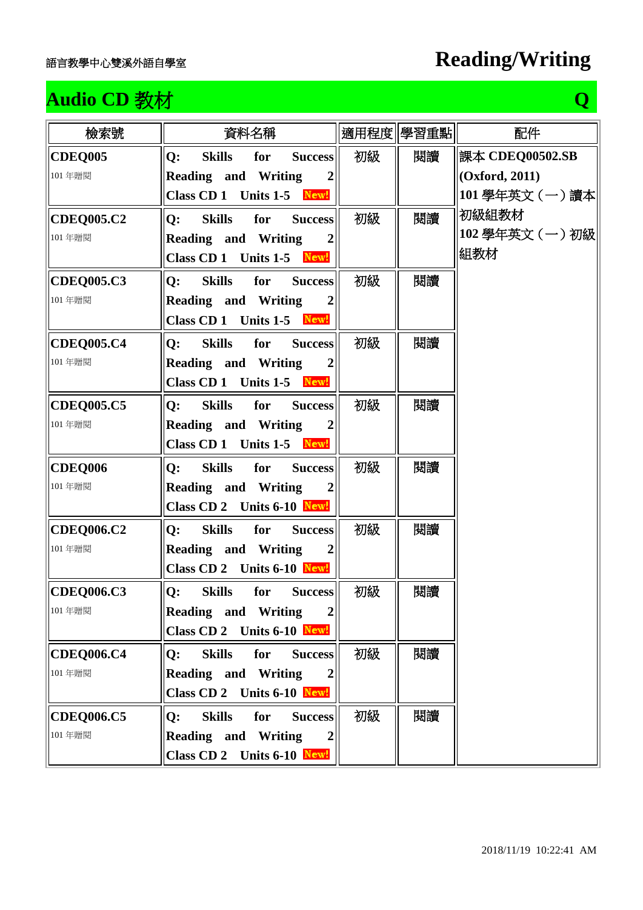語言教學中心雙溪外語自學室

# Reading/Writing

## Audio CD 教材 Q

| 檢索號 | 資料名稱 | 適用程度 | 學習重點 | 配件 |
|---|---|---|---|---|
| **CDEQ005** 101 年贈閱 | **Q: Skills for Success Reading and Writing 2 Class CD 1 Units 1-5** New! | 初級 | 閱讀 | 課本 **CDEQ00502.SB (Oxford, 2011)** **101** 學年英文（一）讀本初級組教材 **102** 學年英文（一）初級組教材 |
| **CDEQ005.C2** 101 年贈閱 | **Q: Skills for Success Reading and Writing 2 Class CD 1 Units 1-5** New! | 初級 | 閱讀 | |
| **CDEQ005.C3** 101 年贈閱 | **Q: Skills for Success Reading and Writing 2 Class CD 1 Units 1-5** New! | 初級 | 閱讀 | |
| **CDEQ005.C4** 101 年贈閱 | **Q: Skills for Success Reading and Writing 2 Class CD 1 Units 1-5** New! | 初級 | 閱讀 | |
| **CDEQ005.C5** 101 年贈閱 | **Q: Skills for Success Reading and Writing 2 Class CD 1 Units 1-5** New! | 初級 | 閱讀 | |
| **CDEQ006** 101 年贈閱 | **Q: Skills for Success Reading and Writing 2 Class CD 2 Units 6-10** New! | 初級 | 閱讀 | |
| **CDEQ006.C2** 101 年贈閱 | **Q: Skills for Success Reading and Writing 2 Class CD 2 Units 6-10** New! | 初級 | 閱讀 | |
| **CDEQ006.C3** 101 年贈閱 | **Q: Skills for Success Reading and Writing 2 Class CD 2 Units 6-10** New! | 初級 | 閱讀 | |
| **CDEQ006.C4** 101 年贈閱 | **Q: Skills for Success Reading and Writing 2 Class CD 2 Units 6-10** New! | 初級 | 閱讀 | |
| **CDEQ006.C5** 101 年贈閱 | **Q: Skills for Success Reading and Writing 2 Class CD 2 Units 6-10** New! | 初級 | 閱讀 | |

2018/11/19 10:22:41 AM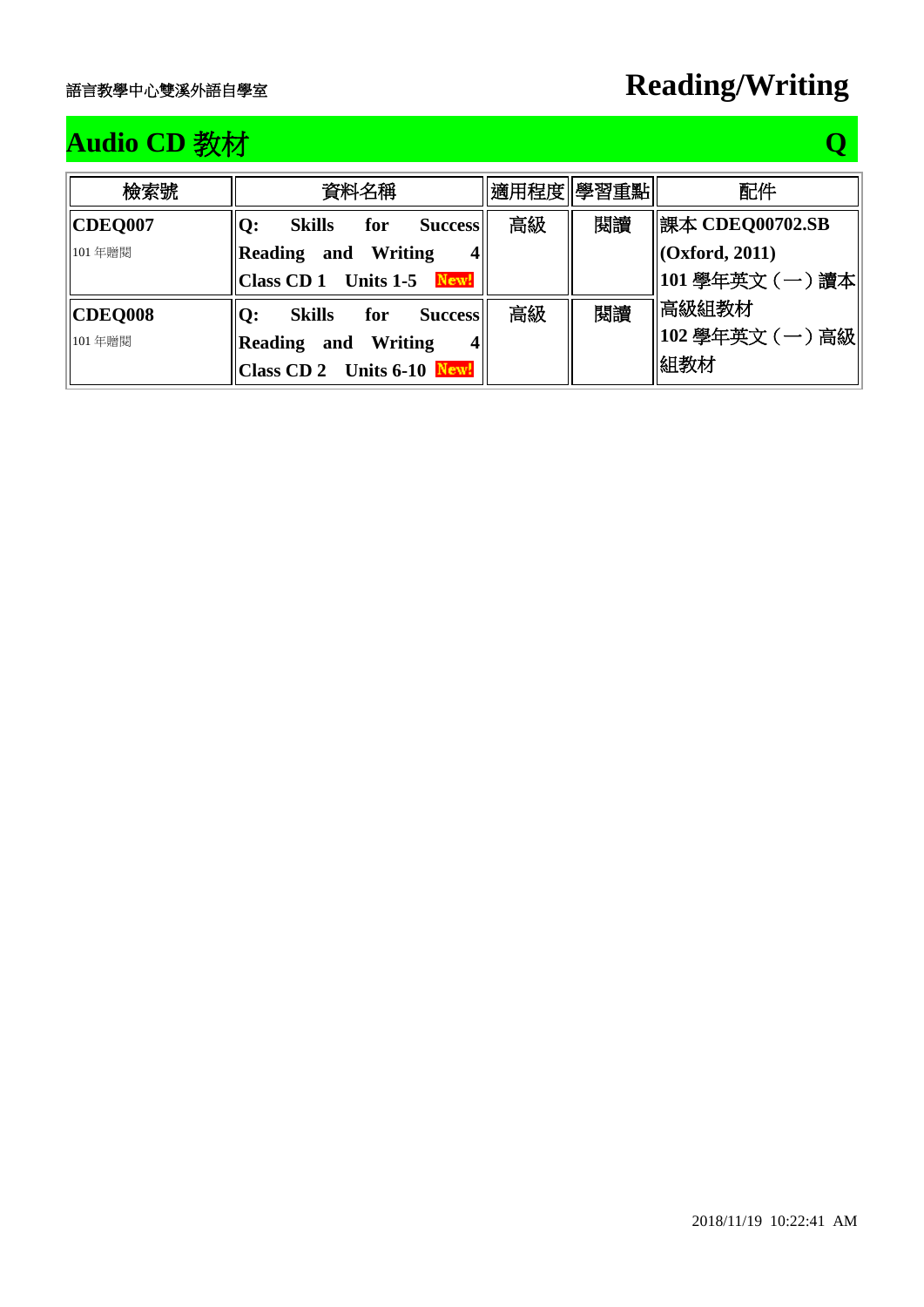語言教學中心雙溪外語自學室

# Reading/Writing

## Audio CD 教材 Q

| 檢索號 | 資料名稱 | 適用程度 | 學習重點 | 配件 |
|---|---|---|---|---|
| **CDEQ007** 101 年贈閱 | **Q: Skills for Success Reading and Writing 4 Class CD 1 Units 1-5** New! | 高級 | 閱讀 | 課本 **CDEQ00702.SB (Oxford, 2011)** **101** 學年英文（一）讀本高級組教材 **102** 學年英文（一）高級組教材 |
| **CDEQ008** 101 年贈閱 | **Q: Skills for Success Reading and Writing 4 Class CD 2 Units 6-10** New! | 高級 | 閱讀 | |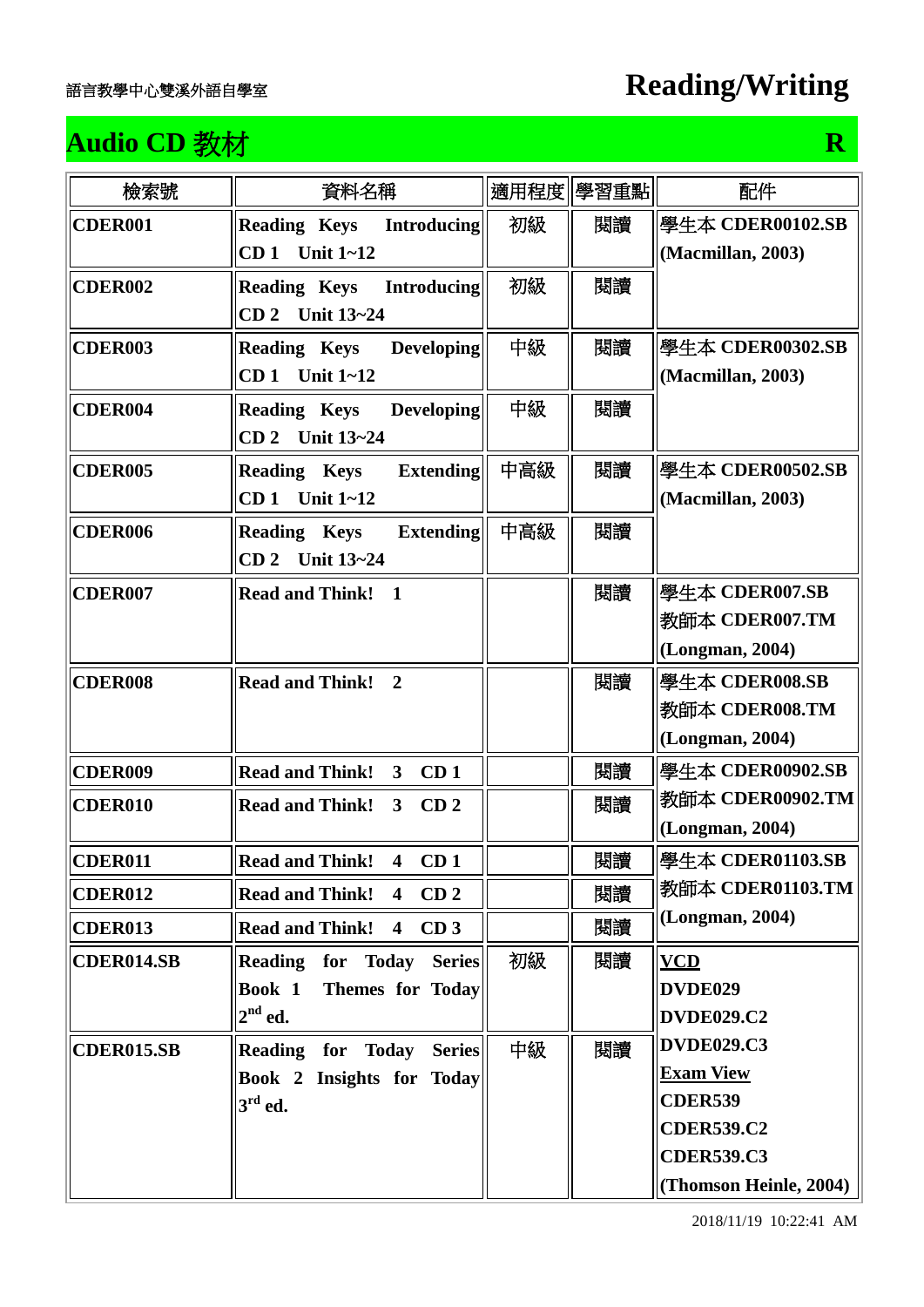語言教學中心雙溪外語自學室

# Reading/Writing

## Audio CD 教材 R

| 檢索號 | 資料名稱 | 適用程度 | 學習重點 | 配件 |
|---|---|---|---|---|
| **CDER001** | **Reading Keys Introducing CD 1 Unit 1~12** | 初級 | 閱讀 | 學生本 **CDER00102.SB (Macmillan, 2003)** |
| **CDER002** | **Reading Keys Introducing CD 2 Unit 13~24** | 初級 | 閱讀 | |
| **CDER003** | **Reading Keys Developing CD 1 Unit 1~12** | 中級 | 閱讀 | 學生本 **CDER00302.SB (Macmillan, 2003)** |
| **CDER004** | **Reading Keys Developing CD 2 Unit 13~24** | 中級 | 閱讀 | |
| **CDER005** | **Reading Keys Extending CD 1 Unit 1~12** | 中高級 | 閱讀 | 學生本 **CDER00502.SB (Macmillan, 2003)** |
| **CDER006** | **Reading Keys Extending CD 2 Unit 13~24** | 中高級 | 閱讀 | |
| **CDER007** | **Read and Think! 1** | | 閱讀 | 學生本 **CDER007.SB** 教師本 **CDER007.TM (Longman, 2004)** |
| **CDER008** | **Read and Think! 2** | | 閱讀 | 學生本 **CDER008.SB** 教師本 **CDER008.TM (Longman, 2004)** |
| **CDER009** | **Read and Think! 3 CD 1** | | 閱讀 | 學生本 **CDER00902.SB** 教師本 **CDER00902.TM (Longman, 2004)** |
| **CDER010** | **Read and Think! 3 CD 2** | | 閱讀 | |
| **CDER011** | **Read and Think! 4 CD 1** | | 閱讀 | 學生本 **CDER01103.SB** 教師本 **CDER01103.TM (Longman, 2004)** |
| **CDER012** | **Read and Think! 4 CD 2** | | 閱讀 | |
| **CDER013** | **Read and Think! 4 CD 3** | | 閱讀 | |
| **CDER014.SB** | **Reading for Today Series Book 1 Themes for Today 2nd ed.** | 初級 | 閱讀 | **VCD DVDE029 DVDE029.C2 DVDE029.C3 Exam View CDER539 CDER539.C2 CDER539.C3 (Thomson Heinle, 2004)** |
| **CDER015.SB** | **Reading for Today Series Book 2 Insights for Today 3rd ed.** | 中級 | 閱讀 | |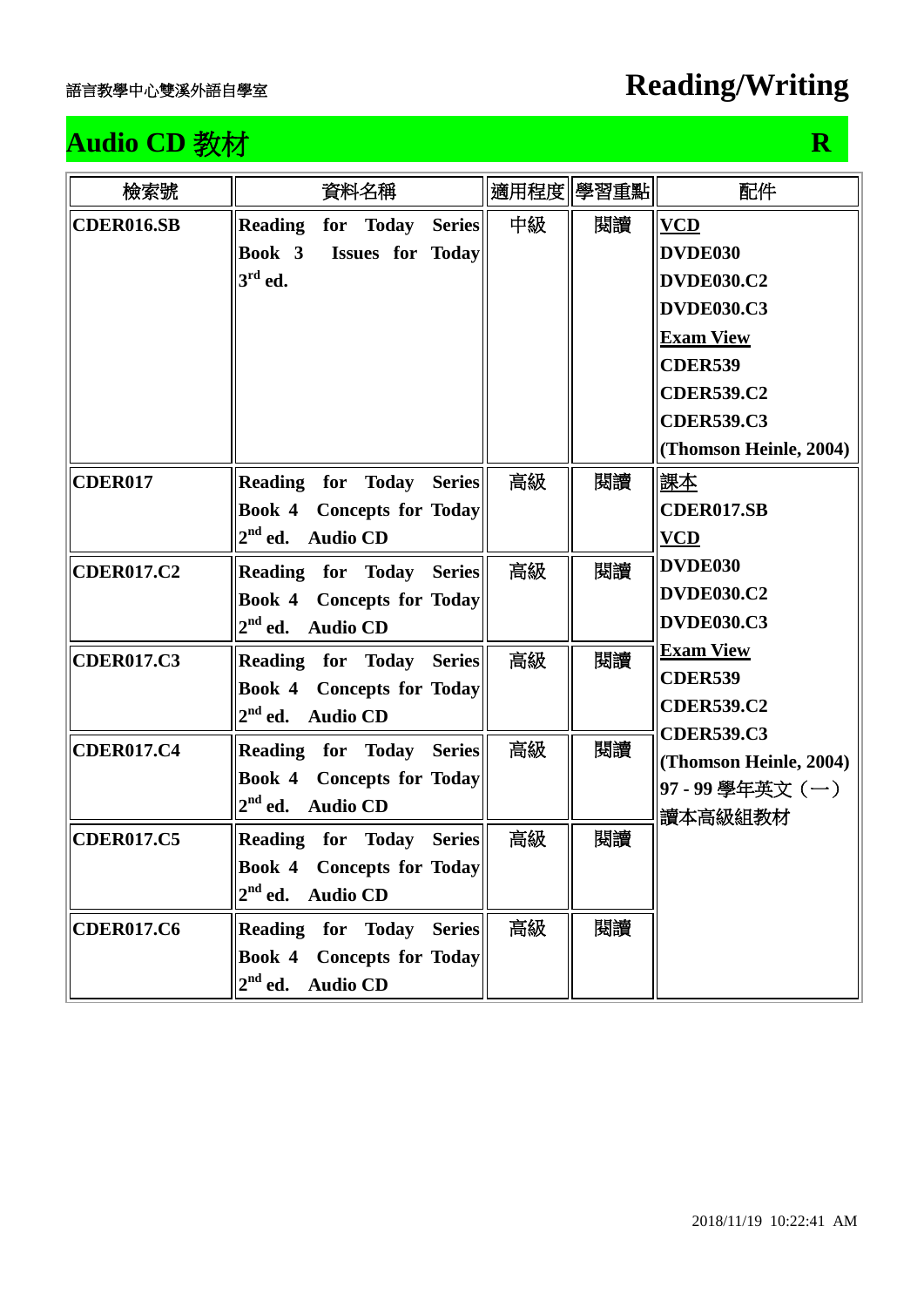語言教學中心雙溪外語自學室

# Reading/Writing

## Audio CD 教材 R

| 檢索號 | 資料名稱 | 適用程度 | 學習重點 | 配件 |
|---|---|---|---|---|
| **CDER016.SB** | **Reading for Today Series Book 3 Issues for Today 3rd ed.** | 中級 | 閱讀 | **VCD** **DVDE030** **DVDE030.C2** **DVDE030.C3** **Exam View** **CDER539** **CDER539.C2** **CDER539.C3** **(Thomson Heinle, 2004)** |
| **CDER017** | **Reading for Today Series Book 4 Concepts for Today 2nd ed. Audio CD** | 高級 | 閱讀 | **課本** **CDER017.SB** **VCD** **DVDE030** **DVDE030.C2** **DVDE030.C3** **Exam View** **CDER539** **CDER539.C2** **CDER539.C3** **(Thomson Heinle, 2004)** **97 - 99 學年英文（一）讀本高級組教材** |
| **CDER017.C2** | **Reading for Today Series Book 4 Concepts for Today 2nd ed. Audio CD** | 高級 | 閱讀 | |
| **CDER017.C3** | **Reading for Today Series Book 4 Concepts for Today 2nd ed. Audio CD** | 高級 | 閱讀 | |
| **CDER017.C4** | **Reading for Today Series Book 4 Concepts for Today 2nd ed. Audio CD** | 高級 | 閱讀 | |
| **CDER017.C5** | **Reading for Today Series Book 4 Concepts for Today 2nd ed. Audio CD** | 高級 | 閱讀 | |
| **CDER017.C6** | **Reading for Today Series Book 4 Concepts for Today 2nd ed. Audio CD** | 高級 | 閱讀 | |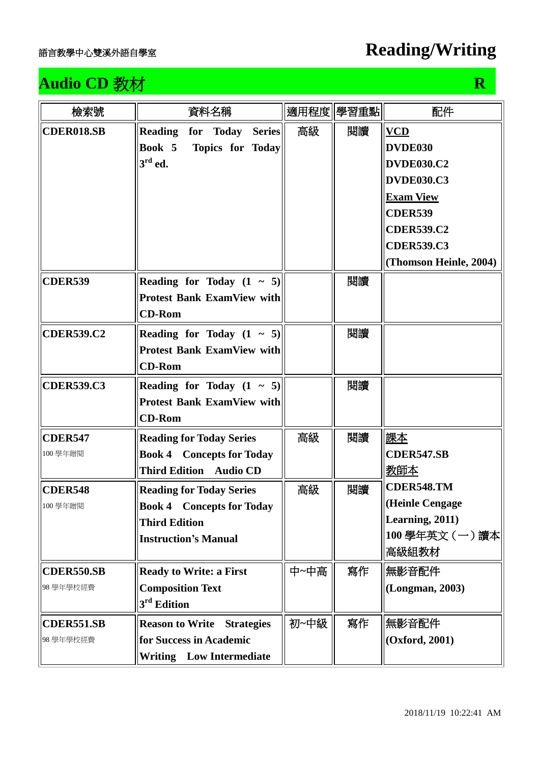語言教學中心雙溪外語自學室

# Reading/Writing

## Audio CD 教材 R

| 檢索號 | 資料名稱 | 適用程度 | 學習重點 | 配件 |
|---|---|---|---|---|
| **CDER018.SB** | **Reading for Today Series Book 5 Topics for Today 3rd ed.** | 高級 | 閱讀 | **VCD** **DVDE030** **DVDE030.C2** **DVDE030.C3** **Exam View** **CDER539** **CDER539.C2** **CDER539.C3** **(Thomson Heinle, 2004)** |
| **CDER539** | **Reading for Today (1 ~ 5) Protest Bank ExamView with CD-Rom** | | 閱讀 | |
| **CDER539.C2** | **Reading for Today (1 ~ 5) Protest Bank ExamView with CD-Rom** | | 閱讀 | |
| **CDER539.C3** | **Reading for Today (1 ~ 5) Protest Bank ExamView with CD-Rom** | | 閱讀 | |
| **CDER547** 100 學年贈閱 | **Reading for Today Series Book 4 Concepts for Today Third Edition Audio CD** | 高級 | 閱讀 | 課本 **CDER547.SB** 教師本 **CDER548.TM** **(Heinle Cengage Learning, 2011)** 100 學年英文（一）讀本高級組教材 |
| **CDER548** 100 學年贈閱 | **Reading for Today Series Book 4 Concepts for Today Third Edition Instruction's Manual** | 高級 | 閱讀 | |
| **CDER550.SB** 98 學年學校經費 | **Ready to Write: a First Composition Text 3rd Edition** | 中~中高 | 寫作 | 無影音配件 **(Longman, 2003)** |
| **CDER551.SB** 98 學年學校經費 | **Reason to Write Strategies for Success in Academic Writing Low Intermediate** | 初~中級 | 寫作 | 無影音配件 **(Oxford, 2001)** |

2018/11/19 10:22:41 AM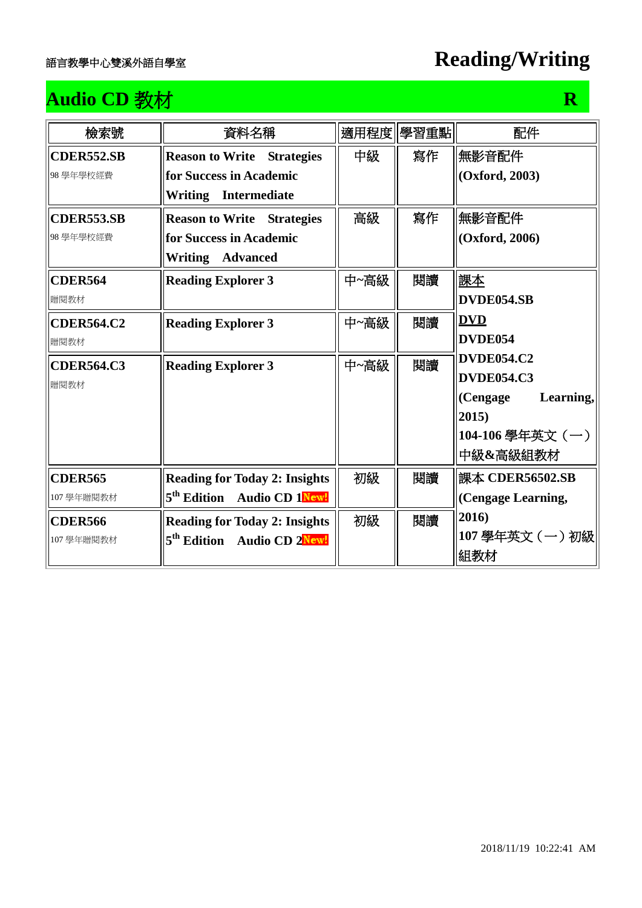# Audio CD 教材 R

| 檢索號 | 資料名稱 | 適用程度 | 學習重點 | 配件 |
|---|---|---|---|---|
| **CDER552.SB**<br>98 學年學校經費 | **Reason to Write Strategies for Success in Academic Writing Intermediate** | 中級 | 寫作 | 無影音配件<br>**(Oxford, 2003)** |
| **CDER553.SB**<br>98 學年學校經費 | **Reason to Write Strategies for Success in Academic Writing Advanced** | 高級 | 寫作 | 無影音配件<br>**(Oxford, 2006)** |
| **CDER564**<br>贈閱教材 | **Reading Explorer 3** | 中~高級 | 閱讀 | 課本<br>**DVDE054.SB**<br>**DVD**<br>**DVDE054**<br>**DVDE054.C2**<br>**DVDE054.C3**<br>**(Cengage Learning, 2015)**<br>**104-106 學年英文（一）中級&高級組教材** |
| **CDER564.C2**<br>贈閱教材 | **Reading Explorer 3** | 中~高級 | 閱讀 | |
| **CDER564.C3**<br>贈閱教材 | **Reading Explorer 3** | 中~高級 | 閱讀 | |
| **CDER565**<br>107 學年贈閱教材 | **Reading for Today 2: Insights 5th Edition Audio CD 1** New! | 初級 | 閱讀 | 課本 **CDER56502.SB**<br>**(Cengage Learning, 2016)**<br>**107 學年英文（一）初級組教材** |
| **CDER566**<br>107 學年贈閱教材 | **Reading for Today 2: Insights 5th Edition Audio CD 2** New! | 初級 | 閱讀 | |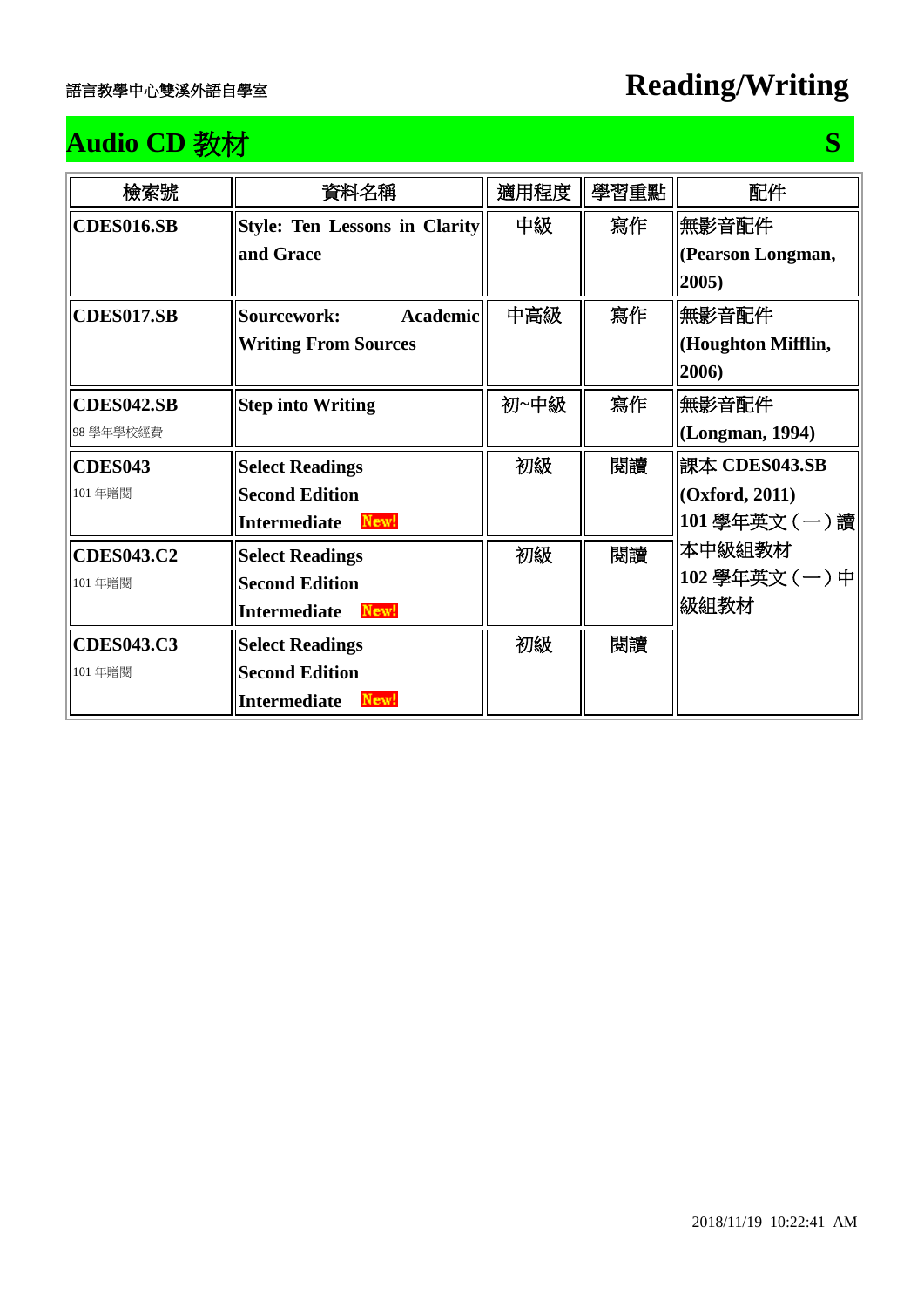語言教學中心雙溪外語自學室

# Reading/Writing

## Audio CD 教材 S

| 檢索號 | 資料名稱 | 適用程度 | 學習重點 | 配件 |
|---|---|---|---|---|
| **CDES016.SB** | **Style: Ten Lessons in Clarity and Grace** | 中級 | 寫作 | 無影音配件 **(Pearson Longman, 2005)** |
| **CDES017.SB** | **Sourcework: Academic Writing From Sources** | 中高級 | 寫作 | 無影音配件 **(Houghton Mifflin, 2006)** |
| **CDES042.SB** 98 學年學校經費 | **Step into Writing** | 初~中級 | 寫作 | 無影音配件 **(Longman, 1994)** |
| **CDES043** 101 年贈閱 | **Select Readings Second Edition Intermediate** New! | 初級 | 閱讀 | 課本 **CDES043.SB (Oxford, 2011) 101** 學年英文（一）讀本中級組教材 **102** 學年英文（一）中級組教材 |
| **CDES043.C2** 101 年贈閱 | **Select Readings Second Edition Intermediate** New! | 初級 | 閱讀 | |
| **CDES043.C3** 101 年贈閱 | **Select Readings Second Edition Intermediate** New! | 初級 | 閱讀 | |

2018/11/19 10:22:41 AM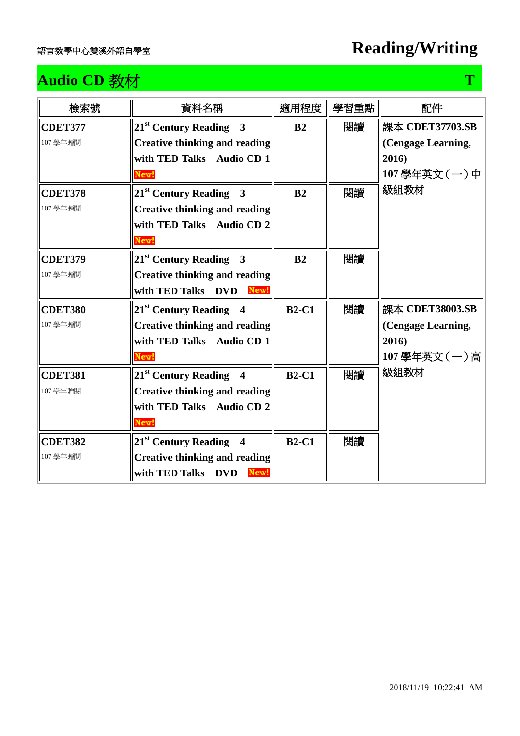語言教學中心雙溪外語自學室

# Reading/Writing

## Audio CD 教材 T

| 檢索號 | 資料名稱 | 適用程度 | 學習重點 | 配件 |
|---|---|---|---|---|
| **CDET377**<br>107 學年贈閱 | **21st Century Reading 3 Creative thinking and reading with TED Talks Audio CD 1** New! | **B2** | 閱讀 | 課本 **CDET37703.SB (Cengage Learning, 2016)**<br>**107** 學年英文(一)中級組教材 |
| **CDET378**<br>107 學年贈閱 | **21st Century Reading 3 Creative thinking and reading with TED Talks Audio CD 2** New! | **B2** | 閱讀 | |
| **CDET379**<br>107 學年贈閱 | **21st Century Reading 3 Creative thinking and reading with TED Talks DVD** New! | **B2** | 閱讀 | |
| **CDET380**<br>107 學年贈閱 | **21st Century Reading 4 Creative thinking and reading with TED Talks Audio CD 1** New! | **B2-C1** | 閱讀 | 課本 **CDET38003.SB (Cengage Learning, 2016)**<br>**107** 學年英文(一)高級組教材 |
| **CDET381**<br>107 學年贈閱 | **21st Century Reading 4 Creative thinking and reading with TED Talks Audio CD 2** New! | **B2-C1** | 閱讀 | |
| **CDET382**<br>107 學年贈閱 | **21st Century Reading 4 Creative thinking and reading with TED Talks DVD** New! | **B2-C1** | 閱讀 | |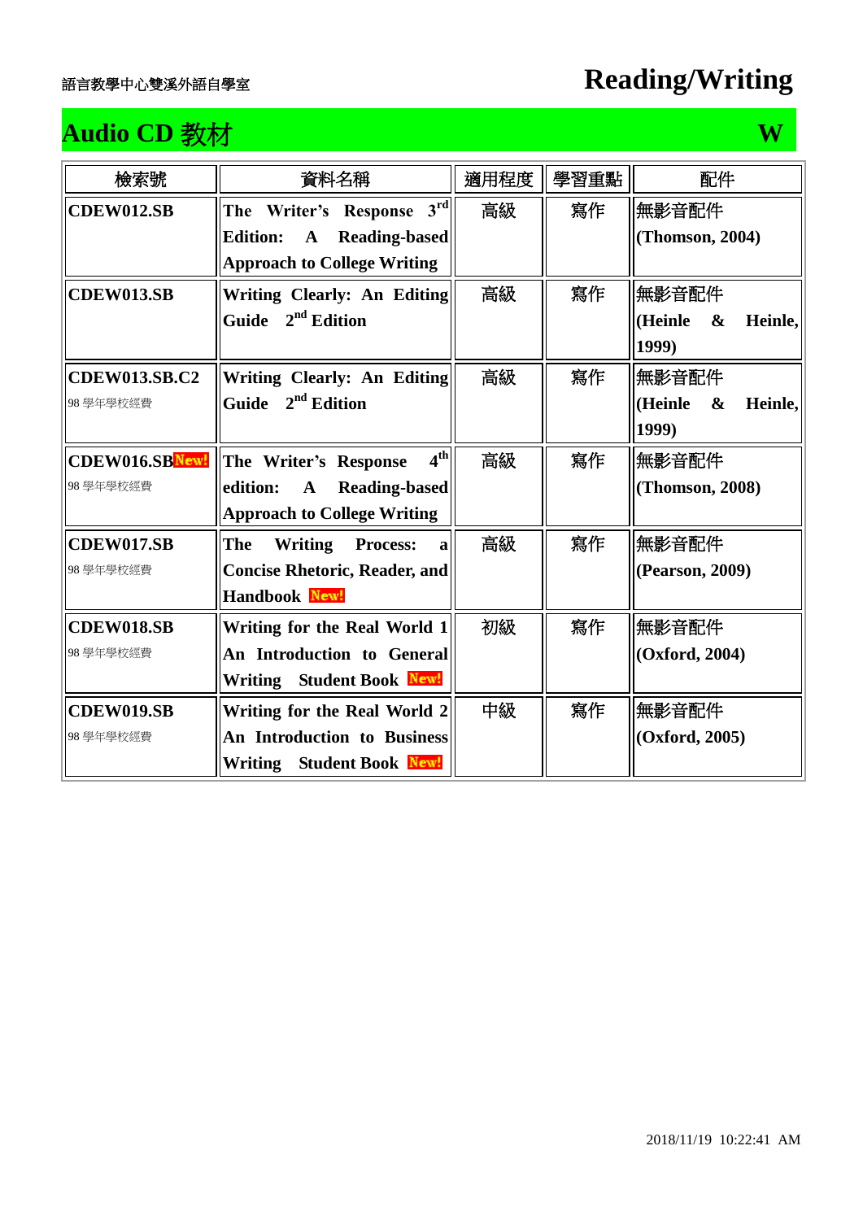語言教學中心雙溪外語自學室

# Reading/Writing

## Audio CD 教材 W

| 檢索號 | 資料名稱 | 適用程度 | 學習重點 | 配件 |
|---|---|---|---|---|
| **CDEW012.SB** | **The Writer's Response 3rd Edition: A Reading-based Approach to College Writing** | 高級 | 寫作 | 無影音配件 **(Thomson, 2004)** |
| **CDEW013.SB** | **Writing Clearly: An Editing Guide 2nd Edition** | 高級 | 寫作 | 無影音配件 **(Heinle & Heinle, 1999)** |
| **CDEW013.SB.C2** 98 學年學校經費 | **Writing Clearly: An Editing Guide 2nd Edition** | 高級 | 寫作 | 無影音配件 **(Heinle & Heinle, 1999)** |
| **CDEW016.SB** New! 98 學年學校經費 | **The Writer's Response 4th edition: A Reading-based Approach to College Writing** | 高級 | 寫作 | 無影音配件 **(Thomson, 2008)** |
| **CDEW017.SB** 98 學年學校經費 | **The Writing Process: a Concise Rhetoric, Reader, and Handbook** New! | 高級 | 寫作 | 無影音配件 **(Pearson, 2009)** |
| **CDEW018.SB** 98 學年學校經費 | **Writing for the Real World 1 An Introduction to General Writing Student Book** New! | 初級 | 寫作 | 無影音配件 **(Oxford, 2004)** |
| **CDEW019.SB** 98 學年學校經費 | **Writing for the Real World 2 An Introduction to Business Writing Student Book** New! | 中級 | 寫作 | 無影音配件 **(Oxford, 2005)** |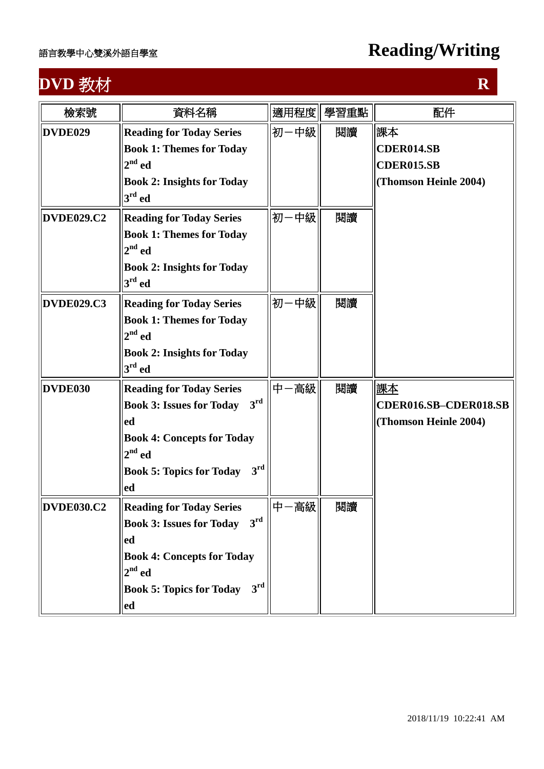語言教學中心雙溪外語自學室

# Reading/Writing

## DVD 教材 R

| 檢索號 | 資料名稱 | 適用程度 | 學習重點 | 配件 |
|---|---|---|---|---|
| **DVDE029** | **Reading for Today Series**<br>**Book 1: Themes for Today 2nd ed**<br>**Book 2: Insights for Today 3rd ed** | 初一中級 | 閱讀 | 課本<br>**CDER014.SB**<br>**CDER015.SB**<br>**(Thomson Heinle 2004)** |
| **DVDE029.C2** | **Reading for Today Series**<br>**Book 1: Themes for Today 2nd ed**<br>**Book 2: Insights for Today 3rd ed** | 初一中級 | 閱讀 | |
| **DVDE029.C3** | **Reading for Today Series**<br>**Book 1: Themes for Today 2nd ed**<br>**Book 2: Insights for Today 3rd ed** | 初一中級 | 閱讀 | |
| **DVDE030** | **Reading for Today Series**<br>**Book 3: Issues for Today 3rd ed**<br>**Book 4: Concepts for Today 2nd ed**<br>**Book 5: Topics for Today 3rd ed** | 中一高級 | 閱讀 | 課本<br>**CDER016.SB–CDER018.SB**<br>**(Thomson Heinle 2004)** |
| **DVDE030.C2** | **Reading for Today Series**<br>**Book 3: Issues for Today 3rd ed**<br>**Book 4: Concepts for Today 2nd ed**<br>**Book 5: Topics for Today 3rd ed** | 中一高級 | 閱讀 | |

2018/11/19 10:22:41 AM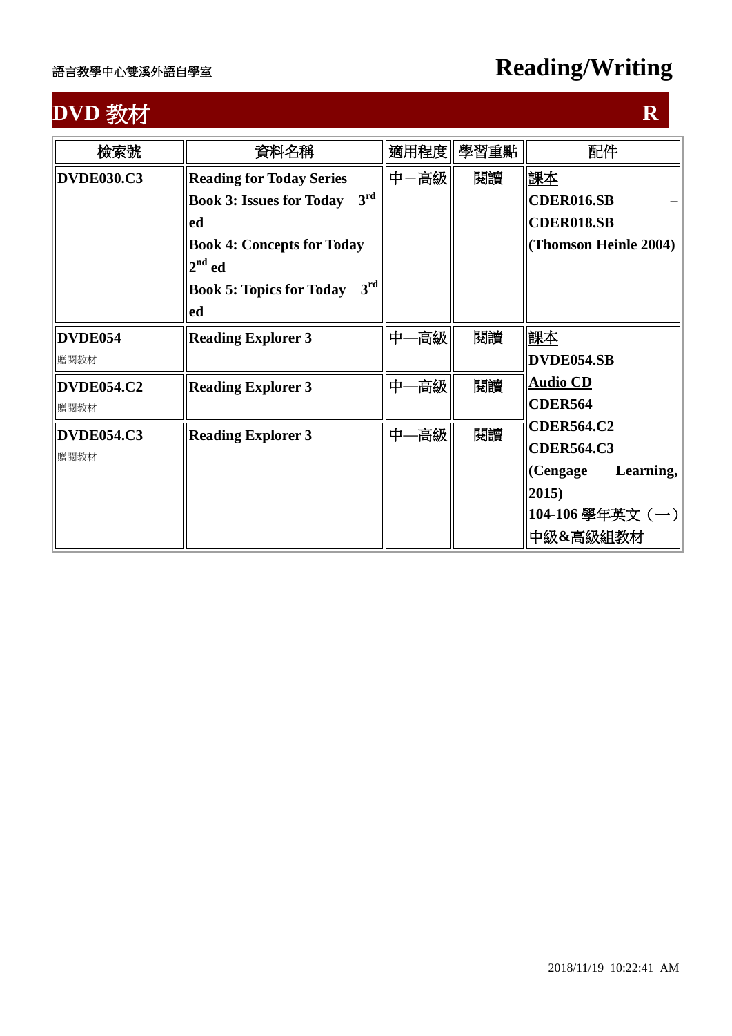## DVD 教材 R

| 檢索號 | 資料名稱 | 適用程度 | 學習重點 | 配件 |
|---|---|---|---|---|
| **DVDE030.C3** | **Reading for Today Series**<br>**Book 3: Issues for Today 3rd ed**<br>**Book 4: Concepts for Today 2nd ed**<br>**Book 5: Topics for Today 3rd ed** | 中－高級 | 閱讀 | 課本<br>**CDER016.SB – CDER018.SB**<br>**(Thomson Heinle 2004)** |
| **DVDE054**<br>贈閱教材 | **Reading Explorer 3** | 中—高級 | 閱讀 | 課本<br>**DVDE054.SB**<br>**Audio CD**<br>**CDER564**<br>**CDER564.C2**<br>**CDER564.C3**<br>**(Cengage Learning, 2015)**<br>**104-106 學年英文（一）中級&高級組教材** |
| **DVDE054.C2**<br>贈閱教材 | **Reading Explorer 3** | 中—高級 | 閱讀 | |
| **DVDE054.C3**<br>贈閱教材 | **Reading Explorer 3** | 中—高級 | 閱讀 | |